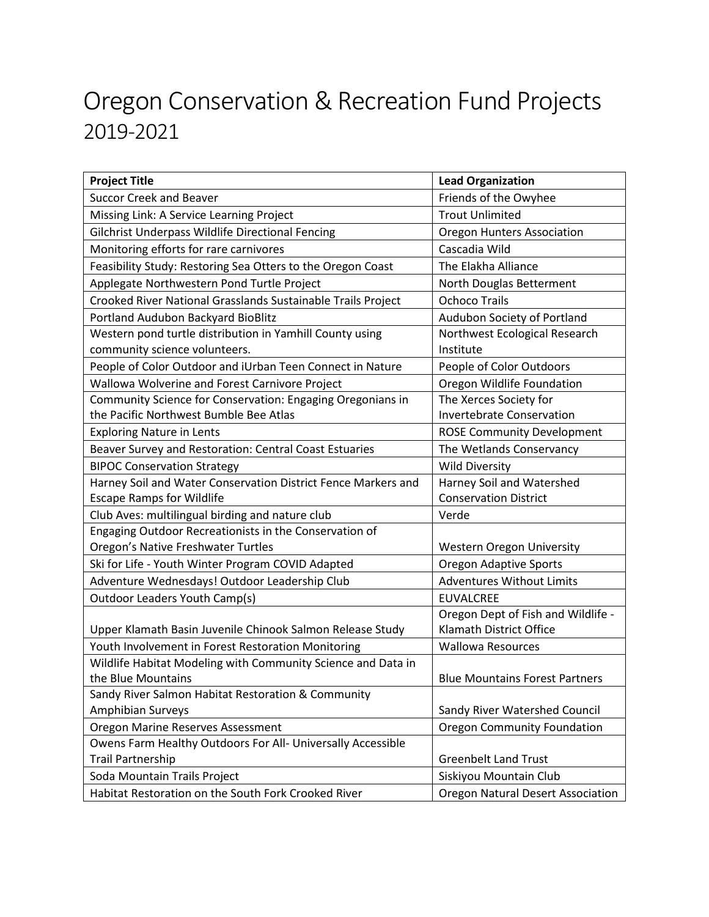# Oregon Conservation & Recreation Fund Projects
## 2019-2021

| Project Title | Lead Organization |
| --- | --- |
| Succor Creek and Beaver | Friends of the Owyhee |
| Missing Link: A Service Learning Project | Trout Unlimited |
| Gilchrist Underpass Wildlife Directional Fencing | Oregon Hunters Association |
| Monitoring efforts for rare carnivores | Cascadia Wild |
| Feasibility Study: Restoring Sea Otters to the Oregon Coast | The Elakha Alliance |
| Applegate Northwestern Pond Turtle Project | North Douglas Betterment |
| Crooked River National Grasslands Sustainable Trails Project | Ochoco Trails |
| Portland Audubon Backyard BioBlitz | Audubon Society of Portland |
| Western pond turtle distribution in Yamhill County using community science volunteers. | Northwest Ecological Research Institute |
| People of Color Outdoor and iUrban Teen Connect in Nature | People of Color Outdoors |
| Wallowa Wolverine and Forest Carnivore Project | Oregon Wildlife Foundation |
| Community Science for Conservation: Engaging Oregonians in the Pacific Northwest Bumble Bee Atlas | The Xerces Society for Invertebrate Conservation |
| Exploring Nature in Lents | ROSE Community Development |
| Beaver Survey and Restoration: Central Coast Estuaries | The Wetlands Conservancy |
| BIPOC Conservation Strategy | Wild Diversity |
| Harney Soil and Water Conservation District Fence Markers and Escape Ramps for Wildlife | Harney Soil and Watershed Conservation District |
| Club Aves: multilingual birding and nature club | Verde |
| Engaging Outdoor Recreationists in the Conservation of Oregon's Native Freshwater Turtles | Western Oregon University |
| Ski for Life - Youth Winter Program COVID Adapted | Oregon Adaptive Sports |
| Adventure Wednesdays! Outdoor Leadership Club | Adventures Without Limits |
| Outdoor Leaders Youth Camp(s) | EUVALCREE |
| Upper Klamath Basin Juvenile Chinook Salmon Release Study | Oregon Dept of Fish and Wildlife - Klamath District Office |
| Youth Involvement in Forest Restoration Monitoring | Wallowa Resources |
| Wildlife Habitat Modeling with Community Science and Data in the Blue Mountains | Blue Mountains Forest Partners |
| Sandy River Salmon Habitat Restoration & Community Amphibian Surveys | Sandy River Watershed Council |
| Oregon Marine Reserves Assessment | Oregon Community Foundation |
| Owens Farm Healthy Outdoors For All- Universally Accessible Trail Partnership | Greenbelt Land Trust |
| Soda Mountain Trails Project | Siskiyou Mountain Club |
| Habitat Restoration on the South Fork Crooked River | Oregon Natural Desert Association |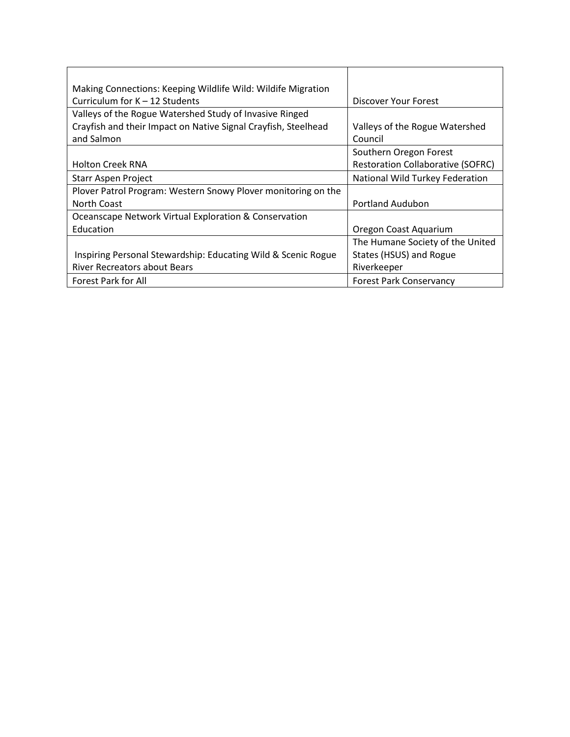| | |
|---|---|
| Making Connections: Keeping Wildlife Wild: Wildife Migration Curriculum for K – 12 Students | Discover Your Forest |
| Valleys of the Rogue Watershed Study of Invasive Ringed Crayfish and their Impact on Native Signal Crayfish, Steelhead and Salmon | Valleys of the Rogue Watershed Council |
| Holton Creek RNA | Southern Oregon Forest Restoration Collaborative (SOFRC) |
| Starr Aspen Project | National Wild Turkey Federation |
| Plover Patrol Program: Western Snowy Plover monitoring on the North Coast | Portland Audubon |
| Oceanscape Network Virtual Exploration & Conservation Education | Oregon Coast Aquarium |
| Inspiring Personal Stewardship: Educating Wild & Scenic Rogue River Recreators about Bears | The Humane Society of the United States (HSUS) and Rogue Riverkeeper |
| Forest Park for All | Forest Park Conservancy |